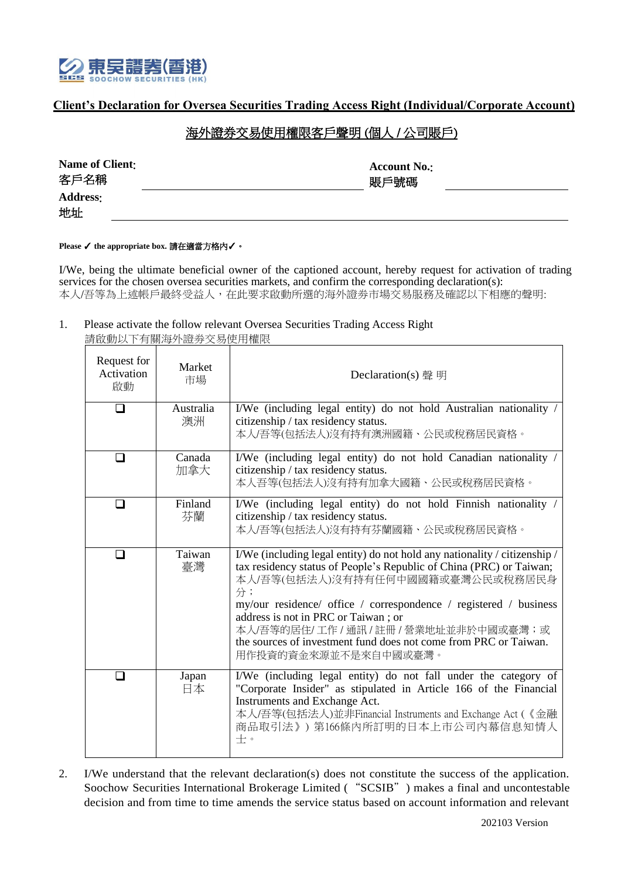東吳證券(香港)
SOOCHOW SECURITIES (HK)

# Client's Declaration for Oversea Securities Trading Access Right (Individual/Corporate Account)

# 海外證券交易使用權限客戶聲明 (個人 / 公司賬戶)

**Name of Client:**
客戶名稱 \_\_\_\_\_\_\_\_\_\_\_\_\_\_\_\_\_\_\_\_\_\_\_\_\_\_\_\_\_\_

**Account No.:**
賬戶號碼 \_\_\_\_\_\_\_\_\_\_\_\_\_\_\_\_\_\_\_\_

**Address:**
地址 \_\_\_\_\_\_\_\_\_\_\_\_\_\_\_\_\_\_\_\_\_\_\_\_\_\_\_\_\_\_\_\_\_\_\_\_\_\_\_\_\_\_\_\_\_\_\_\_\_\_\_\_

**Please ✓ the appropriate box. 請在適當方格內✓。**

I/We, being the ultimate beneficial owner of the captioned account, hereby request for activation of trading services for the chosen oversea securities markets, and confirm the corresponding declaration(s):
本人/吾等為上述帳戶最終受益人，在此要求啟動所選的海外證券市場交易服務及確認以下相應的聲明:

1. Please activate the follow relevant Oversea Securities Trading Access Right
請啟動以下有關海外證券交易使用權限

| Request for Activation 啟動 | Market 市場 | Declaration(s) 聲 明 |
|---|---|---|
| ❑ | Australia 澳洲 | I/We (including legal entity) do not hold Australian nationality / citizenship / tax residency status.<br>本人/吾等(包括法人)沒有持有澳洲國籍、公民或稅務居民資格。 |
| ❑ | Canada 加拿大 | I/We (including legal entity) do not hold Canadian nationality / citizenship / tax residency status.<br>本人吾等(包括法人)沒有持有加拿大國籍、公民或稅務居民資格。 |
| ❑ | Finland 芬蘭 | I/We (including legal entity) do not hold Finnish nationality / citizenship / tax residency status.<br>本人/吾等(包括法人)沒有持有芬蘭國籍、公民或稅務居民資格。 |
| ❑ | Taiwan 臺灣 | I/We (including legal entity) do not hold any nationality / citizenship / tax residency status of People's Republic of China (PRC) or Taiwan;<br>本人/吾等(包括法人)沒有持有任何中國國籍或臺灣公民或稅務居民身分；<br>my/our residence/ office / correspondence / registered / business address is not in PRC or Taiwan ; or<br>本人/吾等的居住/ 工作 / 通訊 / 註冊 / 營業地址並非於中國或臺灣；或<br>the sources of investment fund does not come from PRC or Taiwan.<br>用作投資的資金來源並不是來自中國或臺灣。 |
| ❑ | Japan 日本 | I/We (including legal entity) do not fall under the category of "Corporate Insider" as stipulated in Article 166 of the Financial Instruments and Exchange Act.<br>本人/吾等(包括法人)並非Financial Instruments and Exchange Act (《金融商品取引法》) 第166條內所訂明的日本上市公司內幕信息知情人士。 |

2. I/We understand that the relevant declaration(s) does not constitute the success of the application. Soochow Securities International Brokerage Limited ("SCSIB") makes a final and uncontestable decision and from time to time amends the service status based on account information and relevant

202103 Version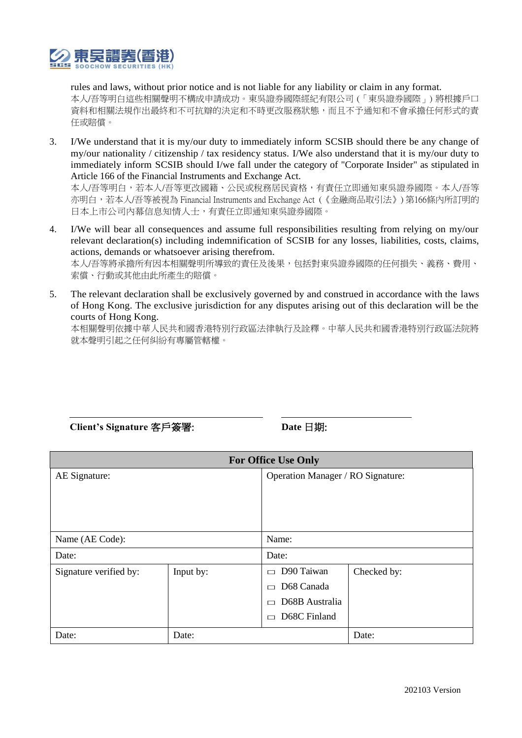rules and laws, without prior notice and is not liable for any liability or claim in any format.
本人/吾等明白這些相關聲明不構成申請成功。東吳證券國際經紀有限公司（「東吳證券國際」）將根據戶口資料和相關法規作出最終和不可抗辯的決定和不時更改服務狀態，而且不予通知和不會承擔任何形式的責任或賠償。

3. I/We understand that it is my/our duty to immediately inform SCSIB should there be any change of my/our nationality / citizenship / tax residency status. I/We also understand that it is my/our duty to immediately inform SCSIB should I/we fall under the category of "Corporate Insider" as stipulated in Article 166 of the Financial Instruments and Exchange Act.
本人/吾等明白，若本人/吾等更改國籍、公民或稅務居民資格，有責任立即通知東吳證券國際。本人/吾等亦明白，若本人/吾等被視為 Financial Instruments and Exchange Act（《金融商品取引法》）第166條內所訂明的日本上市公司內幕信息知情人士，有責任立即通知東吳證券國際。

4. I/We will bear all consequences and assume full responsibilities resulting from relying on my/our relevant declaration(s) including indemnification of SCSIB for any losses, liabilities, costs, claims, actions, demands or whatsoever arising therefrom.
本人/吾等將承擔所有因本相關聲明所導致的責任及後果，包括對東吳證券國際的任何損失、義務、費用、索償、行動或其他由此所產生的賠償。

5. The relevant declaration shall be exclusively governed by and construed in accordance with the laws of Hong Kong. The exclusive jurisdiction for any disputes arising out of this declaration will be the courts of Hong Kong.
本相關聲明依據中華人民共和國香港特別行政區法律執行及詮釋。中華人民共和國香港特別行政區法院將就本聲明引起之任何糾紛有專屬管轄權。

**Client's Signature 客戶簽署:** ____________________ **Date 日期:** ____________________

| For Office Use Only | | | |
|---|---|---|---|
| AE Signature: | | Operation Manager / RO Signature: | |
| Name (AE Code): | | Name: | |
| Date: | | Date: | |
| Signature verified by: | Input by: | ▭ D90 Taiwan<br>▭ D68 Canada<br>▭ D68B Australia<br>▭ D68C Finland | Checked by: |
| Date: | Date: | | Date: |

202103 Version